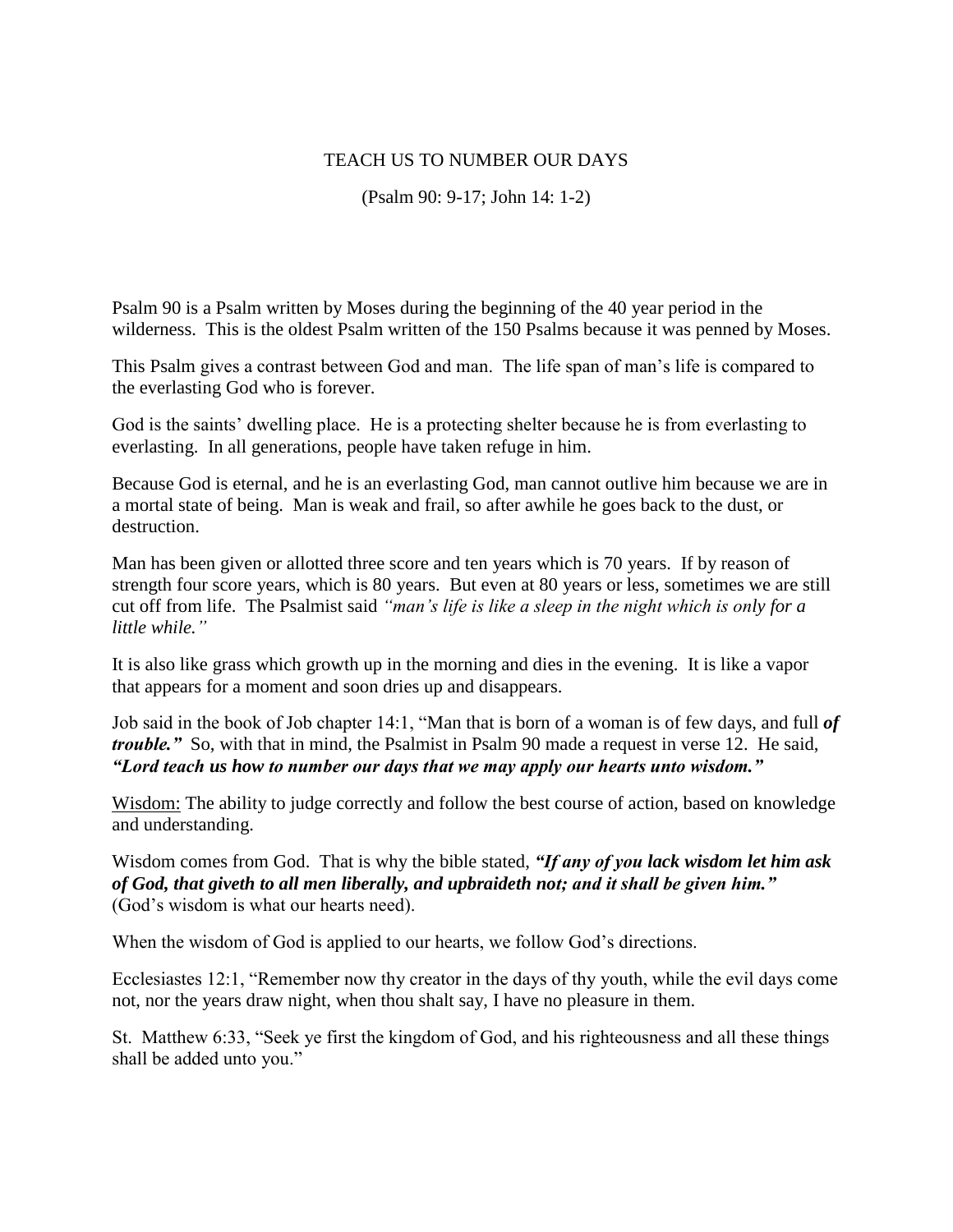# TEACH US TO NUMBER OUR DAYS

(Psalm 90: 9-17; John 14: 1-2)

Psalm 90 is a Psalm written by Moses during the beginning of the 40 year period in the wilderness. This is the oldest Psalm written of the 150 Psalms because it was penned by Moses.

This Psalm gives a contrast between God and man. The life span of man's life is compared to the everlasting God who is forever.

God is the saints' dwelling place. He is a protecting shelter because he is from everlasting to everlasting. In all generations, people have taken refuge in him.

Because God is eternal, and he is an everlasting God, man cannot outlive him because we are in a mortal state of being. Man is weak and frail, so after awhile he goes back to the dust, or destruction.

Man has been given or allotted three score and ten years which is 70 years. If by reason of strength four score years, which is 80 years. But even at 80 years or less, sometimes we are still cut off from life. The Psalmist said *"man's life is like a sleep in the night which is only for a little while."*

It is also like grass which growth up in the morning and dies in the evening. It is like a vapor that appears for a moment and soon dries up and disappears.

Job said in the book of Job chapter 14:1, "Man that is born of a woman is of few days, and full ***of trouble."*** So, with that in mind, the Psalmist in Psalm 90 made a request in verse 12. He said, ***"Lord teach us how to number our days that we may apply our hearts unto wisdom."***

<u>Wisdom:</u> The ability to judge correctly and follow the best course of action, based on knowledge and understanding.

Wisdom comes from God. That is why the bible stated, ***"If any of you lack wisdom let him ask of God, that giveth to all men liberally, and upbraideth not; and it shall be given him."*** (God's wisdom is what our hearts need).

When the wisdom of God is applied to our hearts, we follow God's directions.

Ecclesiastes 12:1, "Remember now thy creator in the days of thy youth, while the evil days come not, nor the years draw night, when thou shalt say, I have no pleasure in them.

St. Matthew 6:33, "Seek ye first the kingdom of God, and his righteousness and all these things shall be added unto you."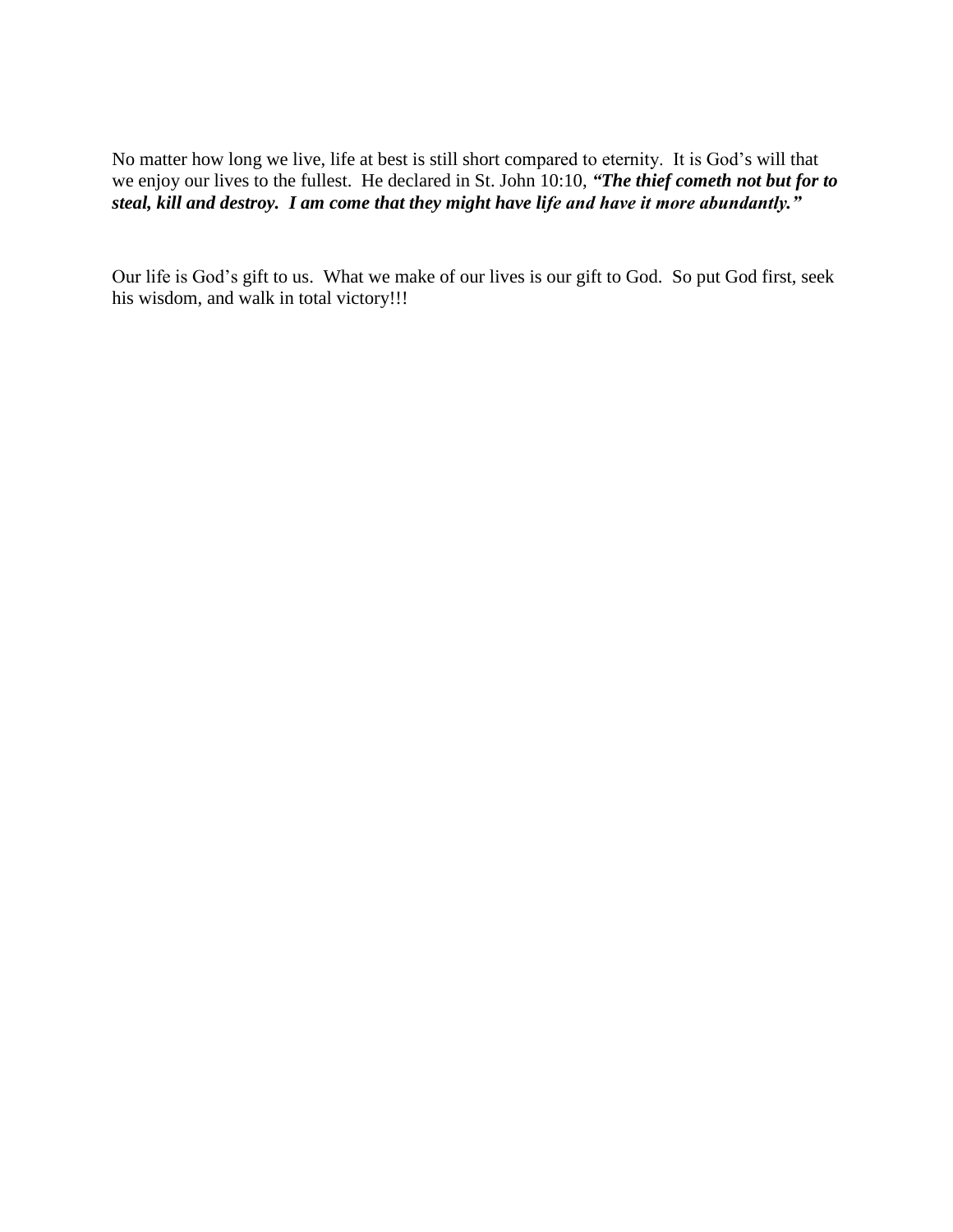No matter how long we live, life at best is still short compared to eternity. It is God's will that we enjoy our lives to the fullest. He declared in St. John 10:10, ***"The thief cometh not but for to steal, kill and destroy. I am come that they might have life and have it more abundantly."***

Our life is God's gift to us. What we make of our lives is our gift to God. So put God first, seek his wisdom, and walk in total victory!!!